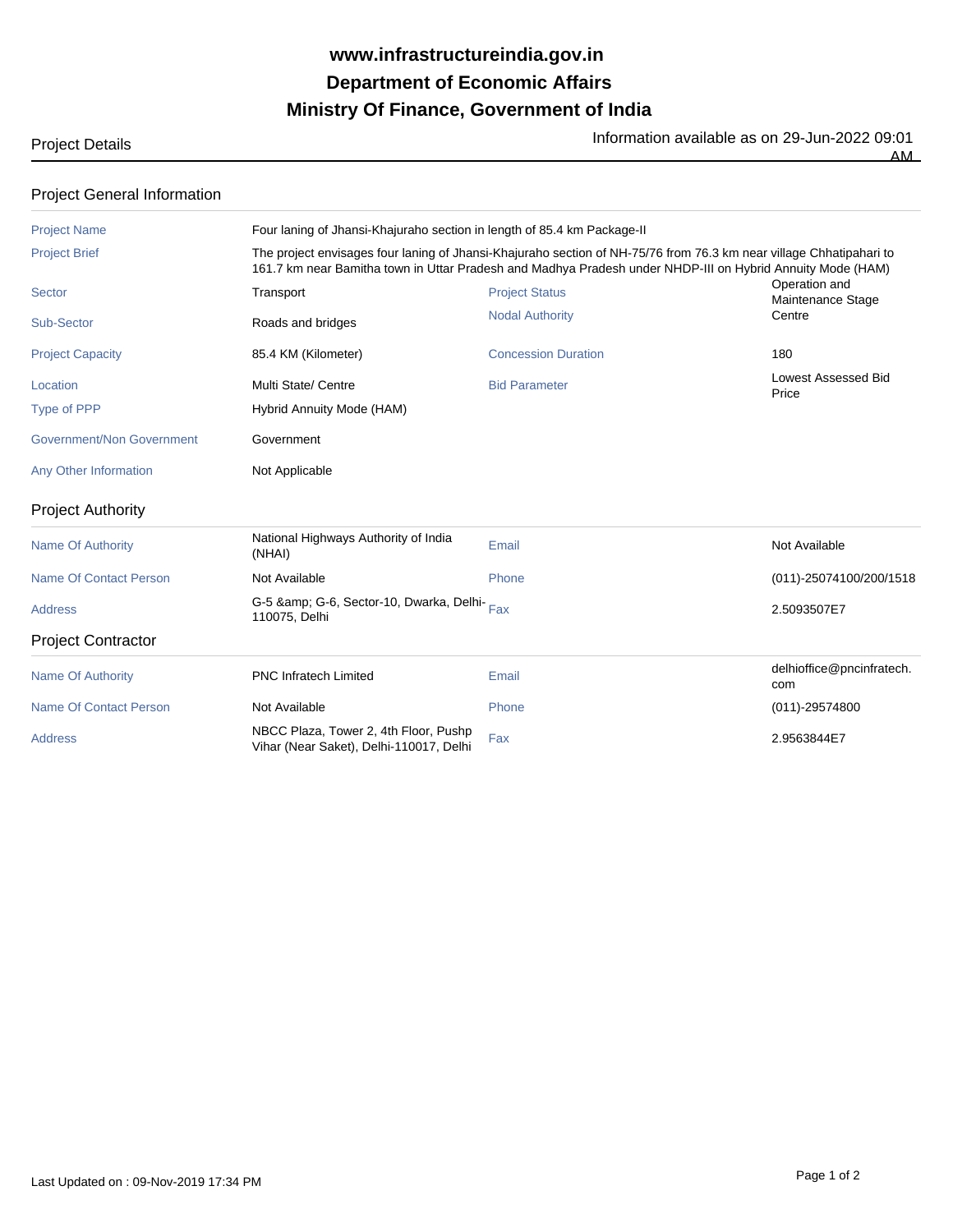**www.infrastructureindia.gov.in**
**Department of Economic Affairs**
**Ministry Of Finance, Government of India**

Project Details

Information available as on 29-Jun-2022 09:01 AM

## Project General Information

| | | | |
|---|---|---|---|
| Project Name | Four laning of Jhansi-Khajuraho section in length of 85.4 km Package-II | | |
| Project Brief | The project envisages four laning of Jhansi-Khajuraho section of NH-75/76 from 76.3 km near village Chhatipahari to 161.7 km near Bamitha town in Uttar Pradesh and Madhya Pradesh under NHDP-III on Hybrid Annuity Mode (HAM) | | |
| Sector | Transport | Project Status | Operation and Maintenance Stage |
| Sub-Sector | Roads and bridges | Nodal Authority | Centre |
| Project Capacity | 85.4 KM (Kilometer) | Concession Duration | 180 |
| Location | Multi State/ Centre | Bid Parameter | Lowest Assessed Bid Price |
| Type of PPP | Hybrid Annuity Mode (HAM) | | |
| Government/Non Government | Government | | |
| Any Other Information | Not Applicable | | |

## Project Authority

| | | | |
|---|---|---|---|
| Name Of Authority | National Highways Authority of India (NHAI) | Email | Not Available |
| Name Of Contact Person | Not Available | Phone | (011)-25074100/200/1518 |
| Address | G-5 &amp; G-6, Sector-10, Dwarka, Delhi-110075, Delhi | Fax | 2.5093507E7 |

## Project Contractor

| | | | |
|---|---|---|---|
| Name Of Authority | PNC Infratech Limited | Email | delhioffice@pncinfratech.com |
| Name Of Contact Person | Not Available | Phone | (011)-29574800 |
| Address | NBCC Plaza, Tower 2, 4th Floor, Pushp Vihar (Near Saket), Delhi-110017, Delhi | Fax | 2.9563844E7 |

Last Updated on : 09-Nov-2019 17:34 PM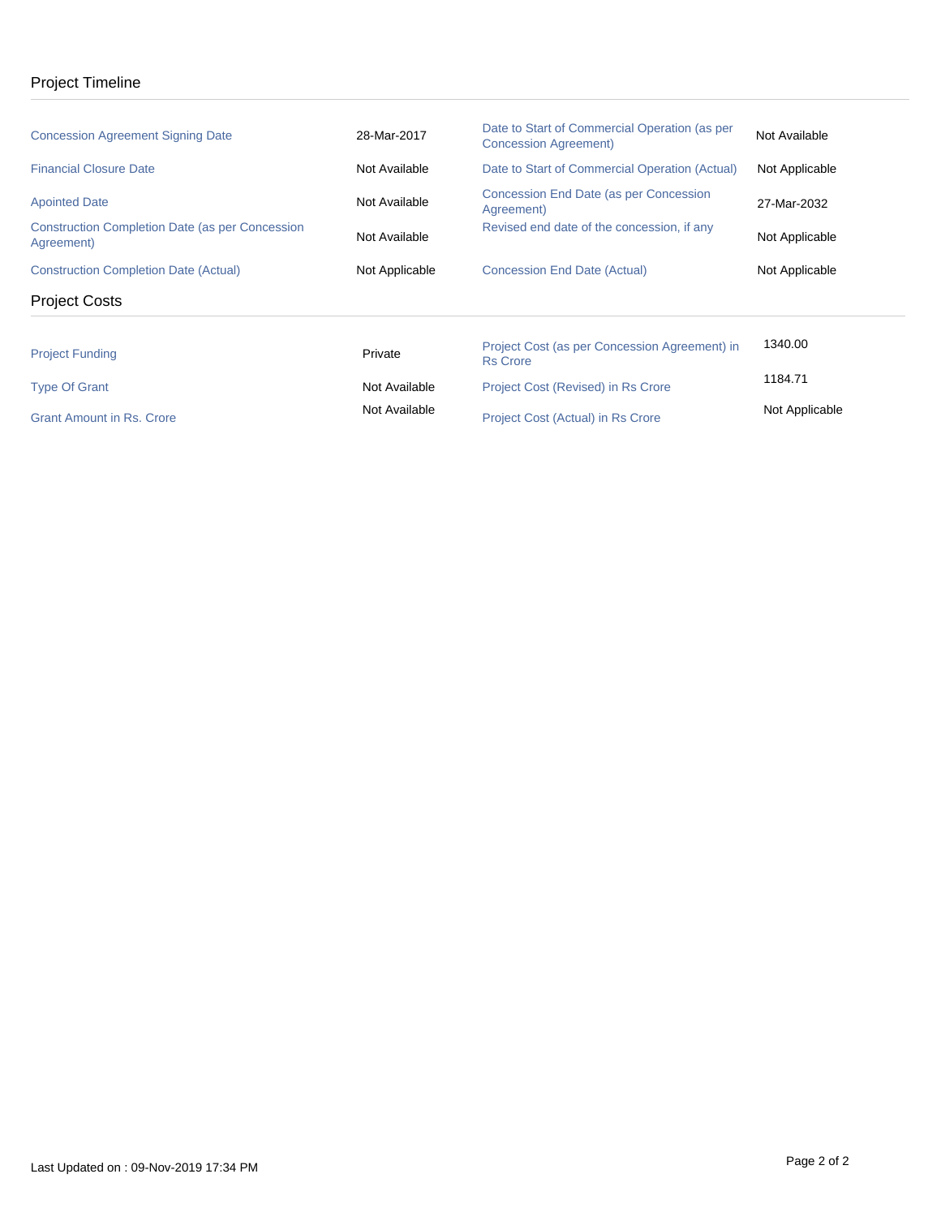## Project Timeline

| | | | |
|---|---|---|---|
| Concession Agreement Signing Date | 28-Mar-2017 | Date to Start of Commercial Operation (as per Concession Agreement) | Not Available |
| Financial Closure Date | Not Available | Date to Start of Commercial Operation (Actual) | Not Applicable |
| Apointed Date | Not Available | Concession End Date (as per Concession Agreement) | 27-Mar-2032 |
| Construction Completion Date (as per Concession Agreement) | Not Available | Revised end date of the concession, if any | Not Applicable |
| Construction Completion Date (Actual) | Not Applicable | Concession End Date (Actual) | Not Applicable |

## Project Costs

| | | | |
|---|---|---|---|
| Project Funding | Private | Project Cost (as per Concession Agreement) in Rs Crore | 1340.00 |
| Type Of Grant | Not Available | Project Cost (Revised) in Rs Crore | 1184.71 |
| Grant Amount in Rs. Crore | Not Available | Project Cost (Actual) in Rs Crore | Not Applicable |

Last Updated on : 09-Nov-2019 17:34 PM